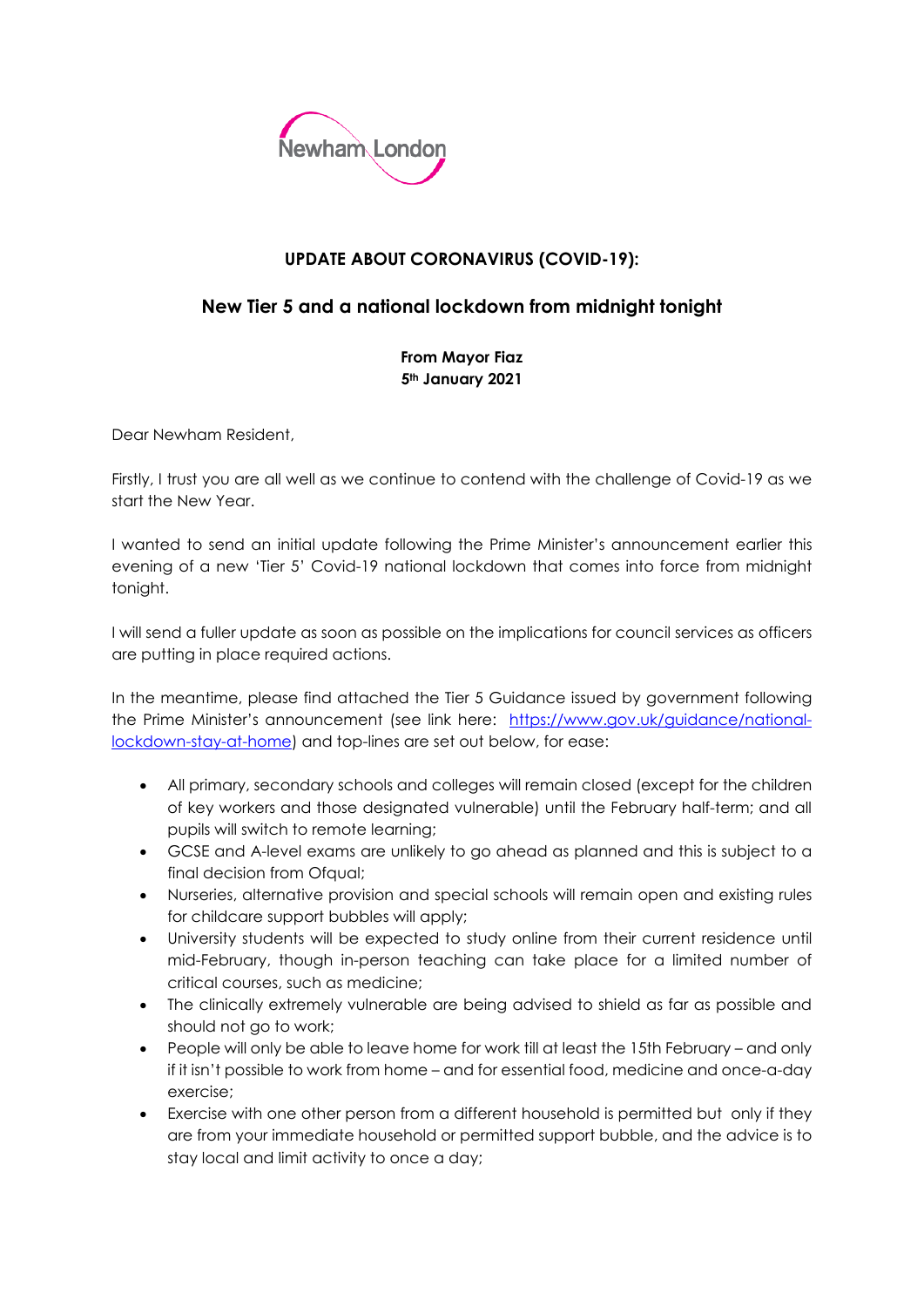Newham London

## UPDATE ABOUT CORONAVIRUS (COVID-19):

## New Tier 5 and a national lockdown from midnight tonight

**From Mayor Fiaz**
**5th January 2021**

Dear Newham Resident,

Firstly, I trust you are all well as we continue to contend with the challenge of Covid-19 as we start the New Year.

I wanted to send an initial update following the Prime Minister's announcement earlier this evening of a new 'Tier 5' Covid-19 national lockdown that comes into force from midnight tonight.

I will send a fuller update as soon as possible on the implications for council services as officers are putting in place required actions.

In the meantime, please find attached the Tier 5 Guidance issued by government following the Prime Minister's announcement (see link here: [https://www.gov.uk/guidance/national-lockdown-stay-at-home](https://www.gov.uk/guidance/national-lockdown-stay-at-home)) and top-lines are set out below, for ease:

- All primary, secondary schools and colleges will remain closed (except for the children of key workers and those designated vulnerable) until the February half-term; and all pupils will switch to remote learning;
- GCSE and A-level exams are unlikely to go ahead as planned and this is subject to a final decision from Ofqual;
- Nurseries, alternative provision and special schools will remain open and existing rules for childcare support bubbles will apply;
- University students will be expected to study online from their current residence until mid-February, though in-person teaching can take place for a limited number of critical courses, such as medicine;
- The clinically extremely vulnerable are being advised to shield as far as possible and should not go to work;
- People will only be able to leave home for work till at least the 15th February – and only if it isn't possible to work from home – and for essential food, medicine and once-a-day exercise;
- Exercise with one other person from a different household is permitted but only if they are from your immediate household or permitted support bubble, and the advice is to stay local and limit activity to once a day;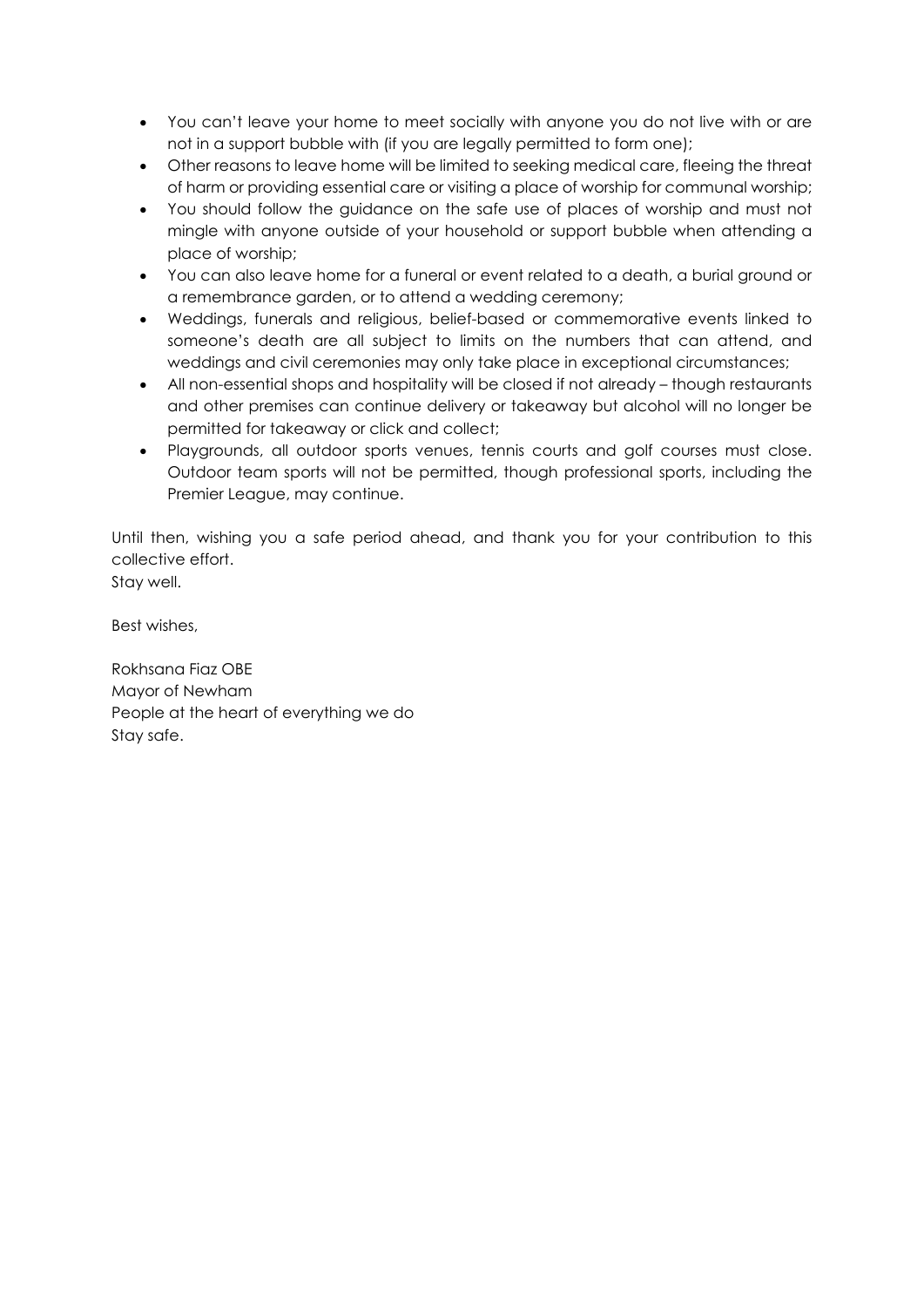- You can't leave your home to meet socially with anyone you do not live with or are not in a support bubble with (if you are legally permitted to form one);
- Other reasons to leave home will be limited to seeking medical care, fleeing the threat of harm or providing essential care or visiting a place of worship for communal worship;
- You should follow the guidance on the safe use of places of worship and must not mingle with anyone outside of your household or support bubble when attending a place of worship;
- You can also leave home for a funeral or event related to a death, a burial ground or a remembrance garden, or to attend a wedding ceremony;
- Weddings, funerals and religious, belief-based or commemorative events linked to someone's death are all subject to limits on the numbers that can attend, and weddings and civil ceremonies may only take place in exceptional circumstances;
- All non-essential shops and hospitality will be closed if not already – though restaurants and other premises can continue delivery or takeaway but alcohol will no longer be permitted for takeaway or click and collect;
- Playgrounds, all outdoor sports venues, tennis courts and golf courses must close. Outdoor team sports will not be permitted, though professional sports, including the Premier League, may continue.

Until then, wishing you a safe period ahead, and thank you for your contribution to this collective effort.
Stay well.

Best wishes,

Rokhsana Fiaz OBE
Mayor of Newham
People at the heart of everything we do
Stay safe.